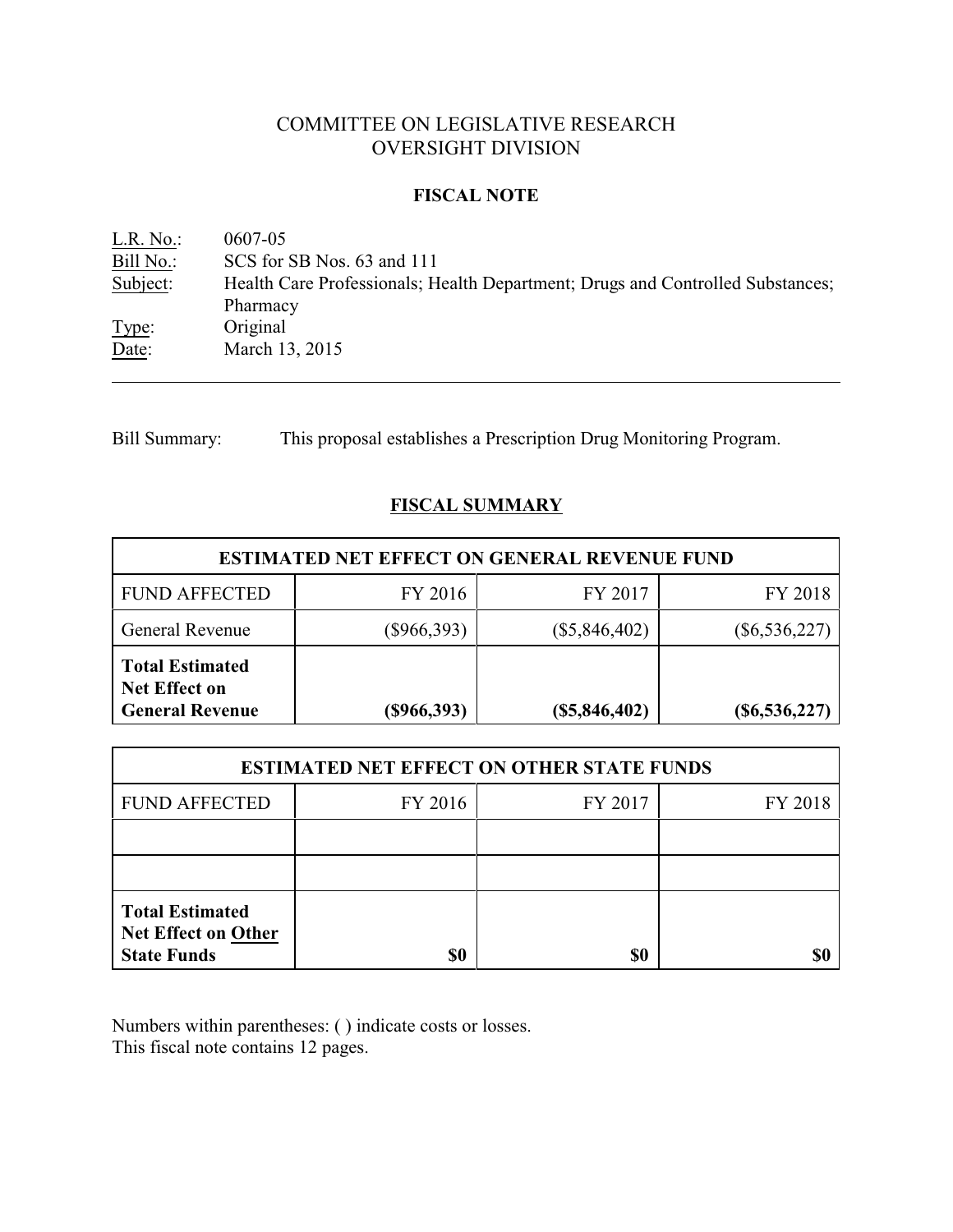# COMMITTEE ON LEGISLATIVE RESEARCH
# OVERSIGHT DIVISION

## FISCAL NOTE

L.R. No.: 0607-05
Bill No.: SCS for SB Nos. 63 and 111
Subject: Health Care Professionals; Health Department; Drugs and Controlled Substances; Pharmacy
Type: Original
Date: March 13, 2015

---

Bill Summary: This proposal establishes a Prescription Drug Monitoring Program.

## FISCAL SUMMARY

| ESTIMATED NET EFFECT ON GENERAL REVENUE FUND | | | |
|---|---|---|---|
| FUND AFFECTED | FY 2016 | FY 2017 | FY 2018 |
| General Revenue | ($966,393) | ($5,846,402) | ($6,536,227) |
| **Total Estimated Net Effect on General Revenue** | **($966,393)** | **($5,846,402)** | **($6,536,227)** |

| ESTIMATED NET EFFECT ON OTHER STATE FUNDS | | | |
|---|---|---|---|
| FUND AFFECTED | FY 2016 | FY 2017 | FY 2018 |
| | | | |
| | | | |
| **Total Estimated Net Effect on Other State Funds** | **$0** | **$0** | **$0** |

Numbers within parentheses: ( ) indicate costs or losses.
This fiscal note contains 12 pages.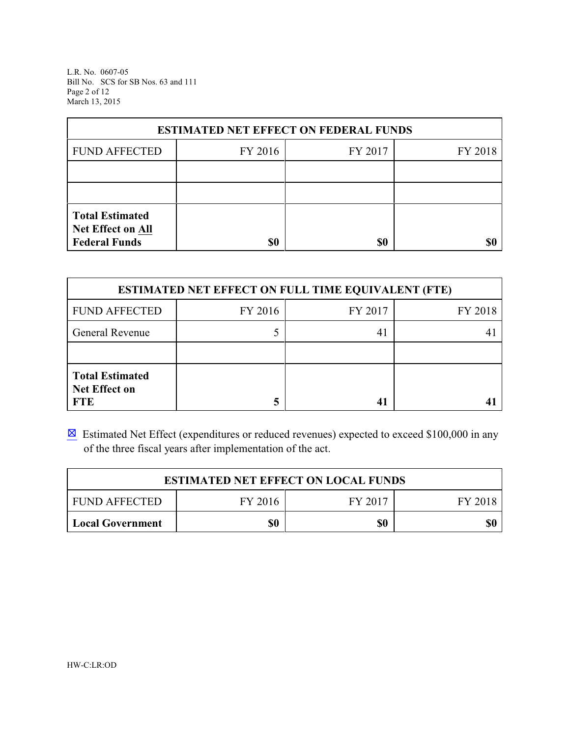| ESTIMATED NET EFFECT ON FEDERAL FUNDS | | | |
|---|---|---|---|
| FUND AFFECTED | FY 2016 | FY 2017 | FY 2018 |
| | | | |
| | | | |
| **Total Estimated Net Effect on All Federal Funds** | **$0** | **$0** | **$0** |

| ESTIMATED NET EFFECT ON FULL TIME EQUIVALENT (FTE) | | | |
|---|---|---|---|
| FUND AFFECTED | FY 2016 | FY 2017 | FY 2018 |
| General Revenue | 5 | 41 | 41 |
| | | | |
| **Total Estimated Net Effect on FTE** | **5** | **41** | **41** |

☒ Estimated Net Effect (expenditures or reduced revenues) expected to exceed $100,000 in any of the three fiscal years after implementation of the act.

| ESTIMATED NET EFFECT ON LOCAL FUNDS | | | |
|---|---|---|---|
| FUND AFFECTED | FY 2016 | FY 2017 | FY 2018 |
| **Local Government** | **$0** | **$0** | **$0** |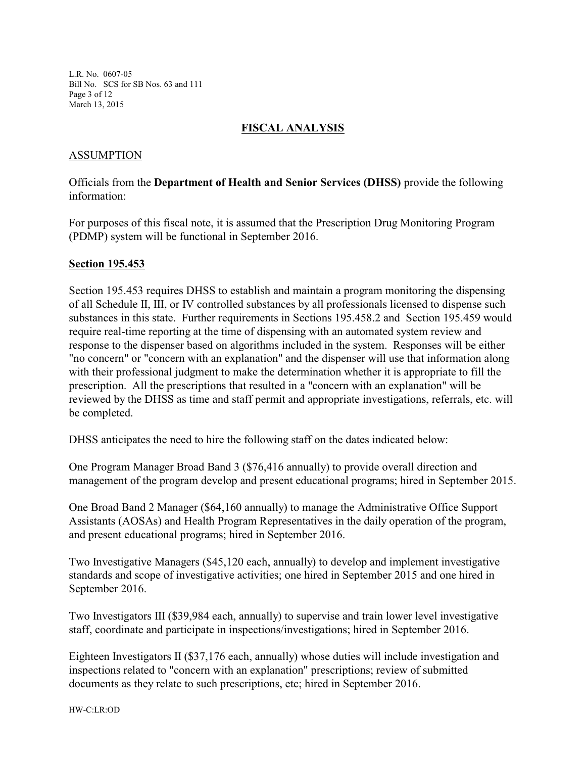## FISCAL ANALYSIS

### ASSUMPTION

Officials from the **Department of Health and Senior Services (DHSS)** provide the following information:

For purposes of this fiscal note, it is assumed that the Prescription Drug Monitoring Program (PDMP) system will be functional in September 2016.

**Section 195.453**

Section 195.453 requires DHSS to establish and maintain a program monitoring the dispensing of all Schedule II, III, or IV controlled substances by all professionals licensed to dispense such substances in this state. Further requirements in Sections 195.458.2 and Section 195.459 would require real-time reporting at the time of dispensing with an automated system review and response to the dispenser based on algorithms included in the system. Responses will be either "no concern" or "concern with an explanation" and the dispenser will use that information along with their professional judgment to make the determination whether it is appropriate to fill the prescription. All the prescriptions that resulted in a "concern with an explanation" will be reviewed by the DHSS as time and staff permit and appropriate investigations, referrals, etc. will be completed.

DHSS anticipates the need to hire the following staff on the dates indicated below:

One Program Manager Broad Band 3 ($76,416 annually) to provide overall direction and management of the program develop and present educational programs; hired in September 2015.

One Broad Band 2 Manager ($64,160 annually) to manage the Administrative Office Support Assistants (AOSAs) and Health Program Representatives in the daily operation of the program, and present educational programs; hired in September 2016.

Two Investigative Managers ($45,120 each, annually) to develop and implement investigative standards and scope of investigative activities; one hired in September 2015 and one hired in September 2016.

Two Investigators III ($39,984 each, annually) to supervise and train lower level investigative staff, coordinate and participate in inspections/investigations; hired in September 2016.

Eighteen Investigators II ($37,176 each, annually) whose duties will include investigation and inspections related to "concern with an explanation" prescriptions; review of submitted documents as they relate to such prescriptions, etc; hired in September 2016.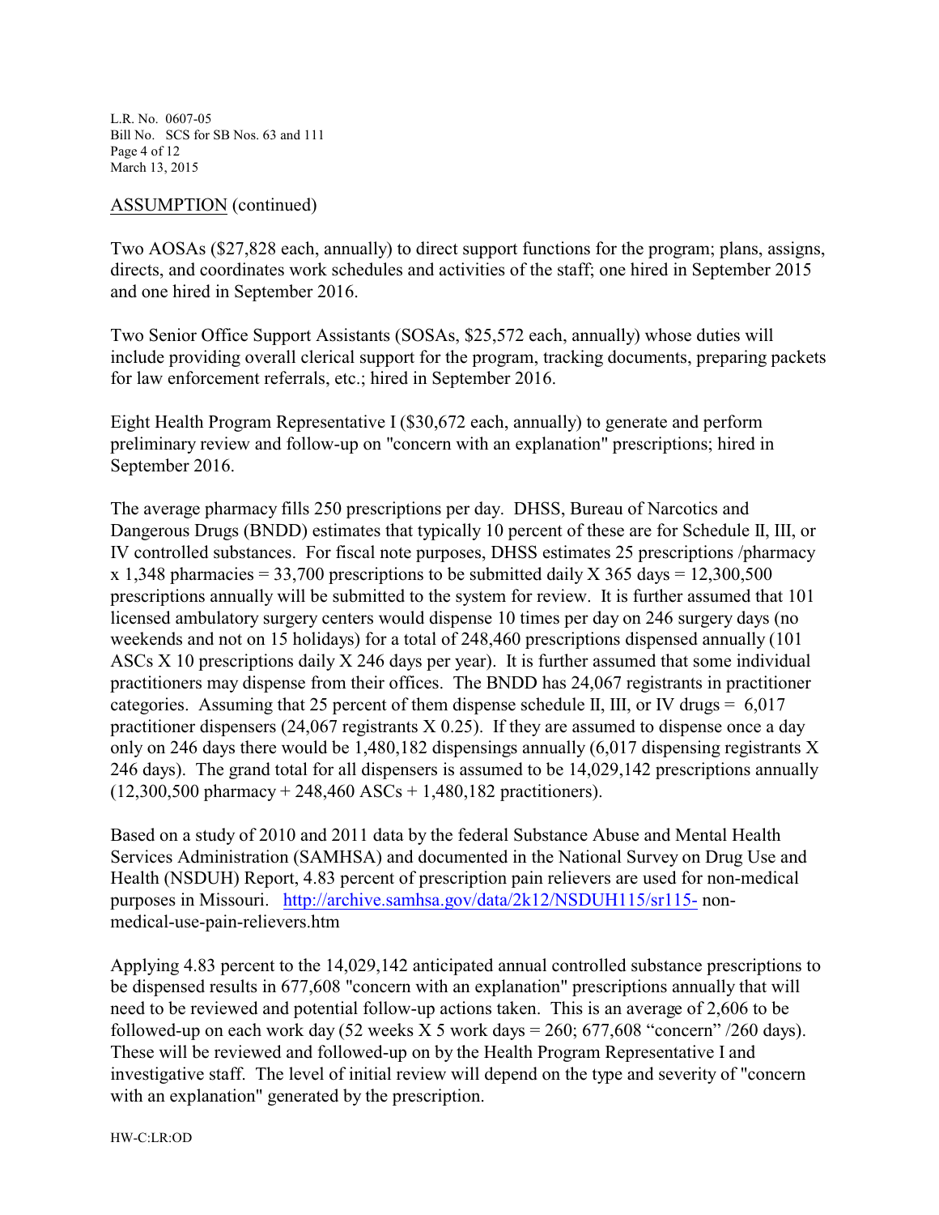ASSUMPTION (continued)

Two AOSAs ($27,828 each, annually) to direct support functions for the program; plans, assigns, directs, and coordinates work schedules and activities of the staff; one hired in September 2015 and one hired in September 2016.

Two Senior Office Support Assistants (SOSAs, $25,572 each, annually) whose duties will include providing overall clerical support for the program, tracking documents, preparing packets for law enforcement referrals, etc.; hired in September 2016.

Eight Health Program Representative I ($30,672 each, annually) to generate and perform preliminary review and follow-up on "concern with an explanation" prescriptions; hired in September 2016.

The average pharmacy fills 250 prescriptions per day. DHSS, Bureau of Narcotics and Dangerous Drugs (BNDD) estimates that typically 10 percent of these are for Schedule II, III, or IV controlled substances. For fiscal note purposes, DHSS estimates 25 prescriptions /pharmacy x 1,348 pharmacies = 33,700 prescriptions to be submitted daily X 365 days = 12,300,500 prescriptions annually will be submitted to the system for review. It is further assumed that 101 licensed ambulatory surgery centers would dispense 10 times per day on 246 surgery days (no weekends and not on 15 holidays) for a total of 248,460 prescriptions dispensed annually (101 ASCs X 10 prescriptions daily X 246 days per year). It is further assumed that some individual practitioners may dispense from their offices. The BNDD has 24,067 registrants in practitioner categories. Assuming that 25 percent of them dispense schedule II, III, or IV drugs = 6,017 practitioner dispensers (24,067 registrants X 0.25). If they are assumed to dispense once a day only on 246 days there would be 1,480,182 dispensings annually (6,017 dispensing registrants X 246 days). The grand total for all dispensers is assumed to be 14,029,142 prescriptions annually (12,300,500 pharmacy + 248,460 ASCs + 1,480,182 practitioners).

Based on a study of 2010 and 2011 data by the federal Substance Abuse and Mental Health Services Administration (SAMHSA) and documented in the National Survey on Drug Use and Health (NSDUH) Report, 4.83 percent of prescription pain relievers are used for non-medical purposes in Missouri. http://archive.samhsa.gov/data/2k12/NSDUH115/sr115-non-medical-use-pain-relievers.htm

Applying 4.83 percent to the 14,029,142 anticipated annual controlled substance prescriptions to be dispensed results in 677,608 "concern with an explanation" prescriptions annually that will need to be reviewed and potential follow-up actions taken. This is an average of 2,606 to be followed-up on each work day (52 weeks X 5 work days = 260; 677,608 "concern" /260 days). These will be reviewed and followed-up on by the Health Program Representative I and investigative staff. The level of initial review will depend on the type and severity of "concern with an explanation" generated by the prescription.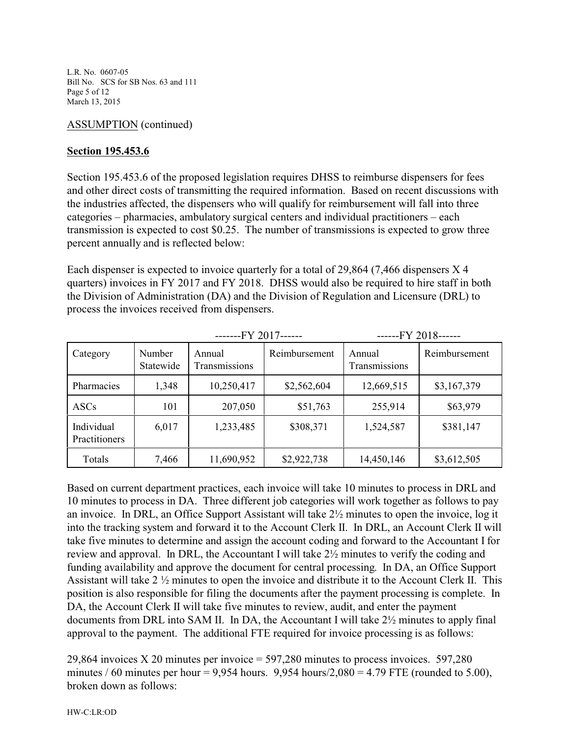ASSUMPTION (continued)

**Section 195.453.6**

Section 195.453.6 of the proposed legislation requires DHSS to reimburse dispensers for fees and other direct costs of transmitting the required information. Based on recent discussions with the industries affected, the dispensers who will qualify for reimbursement will fall into three categories – pharmacies, ambulatory surgical centers and individual practitioners – each transmission is expected to cost $0.25. The number of transmissions is expected to grow three percent annually and is reflected below:

Each dispenser is expected to invoice quarterly for a total of 29,864 (7,466 dispensers X 4 quarters) invoices in FY 2017 and FY 2018. DHSS would also be required to hire staff in both the Division of Administration (DA) and the Division of Regulation and Licensure (DRL) to process the invoices received from dispensers.

| | | -------FY 2017------ | | ------FY 2018------ | |
|---|---|---|---|---|---|
| Category | Number Statewide | Annual Transmissions | Reimbursement | Annual Transmissions | Reimbursement |
| Pharmacies | 1,348 | 10,250,417 | $2,562,604 | 12,669,515 | $3,167,379 |
| ASCs | 101 | 207,050 | $51,763 | 255,914 | $63,979 |
| Individual Practitioners | 6,017 | 1,233,485 | $308,371 | 1,524,587 | $381,147 |
| Totals | 7,466 | 11,690,952 | $2,922,738 | 14,450,146 | $3,612,505 |

Based on current department practices, each invoice will take 10 minutes to process in DRL and 10 minutes to process in DA. Three different job categories will work together as follows to pay an invoice. In DRL, an Office Support Assistant will take 2½ minutes to open the invoice, log it into the tracking system and forward it to the Account Clerk II. In DRL, an Account Clerk II will take five minutes to determine and assign the account coding and forward to the Accountant I for review and approval. In DRL, the Accountant I will take 2½ minutes to verify the coding and funding availability and approve the document for central processing. In DA, an Office Support Assistant will take 2 ½ minutes to open the invoice and distribute it to the Account Clerk II. This position is also responsible for filing the documents after the payment processing is complete. In DA, the Account Clerk II will take five minutes to review, audit, and enter the payment documents from DRL into SAM II. In DA, the Accountant I will take 2½ minutes to apply final approval to the payment. The additional FTE required for invoice processing is as follows:

29,864 invoices X 20 minutes per invoice = 597,280 minutes to process invoices. 597,280 minutes / 60 minutes per hour = 9,954 hours. 9,954 hours/2,080 = 4.79 FTE (rounded to 5.00), broken down as follows: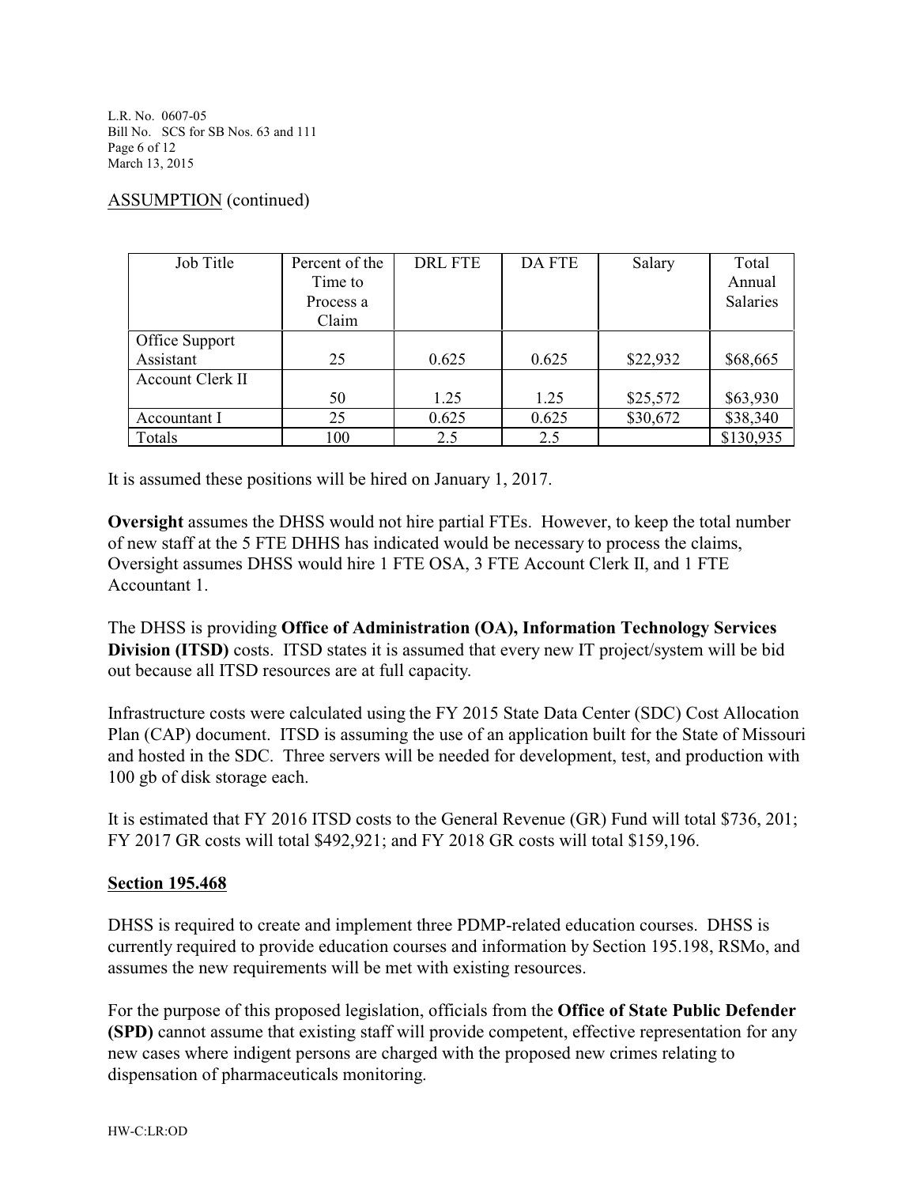ASSUMPTION (continued)

| Job Title | Percent of the Time to Process a Claim | DRL FTE | DA FTE | Salary | Total Annual Salaries |
|---|---|---|---|---|---|
| Office Support Assistant | 25 | 0.625 | 0.625 | $22,932 | $68,665 |
| Account Clerk II | 50 | 1.25 | 1.25 | $25,572 | $63,930 |
| Accountant I | 25 | 0.625 | 0.625 | $30,672 | $38,340 |
| Totals | 100 | 2.5 | 2.5 | | $130,935 |

It is assumed these positions will be hired on January 1, 2017.

**Oversight** assumes the DHSS would not hire partial FTEs. However, to keep the total number of new staff at the 5 FTE DHHS has indicated would be necessary to process the claims, Oversight assumes DHSS would hire 1 FTE OSA, 3 FTE Account Clerk II, and 1 FTE Accountant 1.

The DHSS is providing **Office of Administration (OA), Information Technology Services Division (ITSD)** costs. ITSD states it is assumed that every new IT project/system will be bid out because all ITSD resources are at full capacity.

Infrastructure costs were calculated using the FY 2015 State Data Center (SDC) Cost Allocation Plan (CAP) document. ITSD is assuming the use of an application built for the State of Missouri and hosted in the SDC. Three servers will be needed for development, test, and production with 100 gb of disk storage each.

It is estimated that FY 2016 ITSD costs to the General Revenue (GR) Fund will total $736, 201; FY 2017 GR costs will total $492,921; and FY 2018 GR costs will total $159,196.

**Section 195.468**

DHSS is required to create and implement three PDMP-related education courses. DHSS is currently required to provide education courses and information by Section 195.198, RSMo, and assumes the new requirements will be met with existing resources.

For the purpose of this proposed legislation, officials from the **Office of State Public Defender (SPD)** cannot assume that existing staff will provide competent, effective representation for any new cases where indigent persons are charged with the proposed new crimes relating to dispensation of pharmaceuticals monitoring.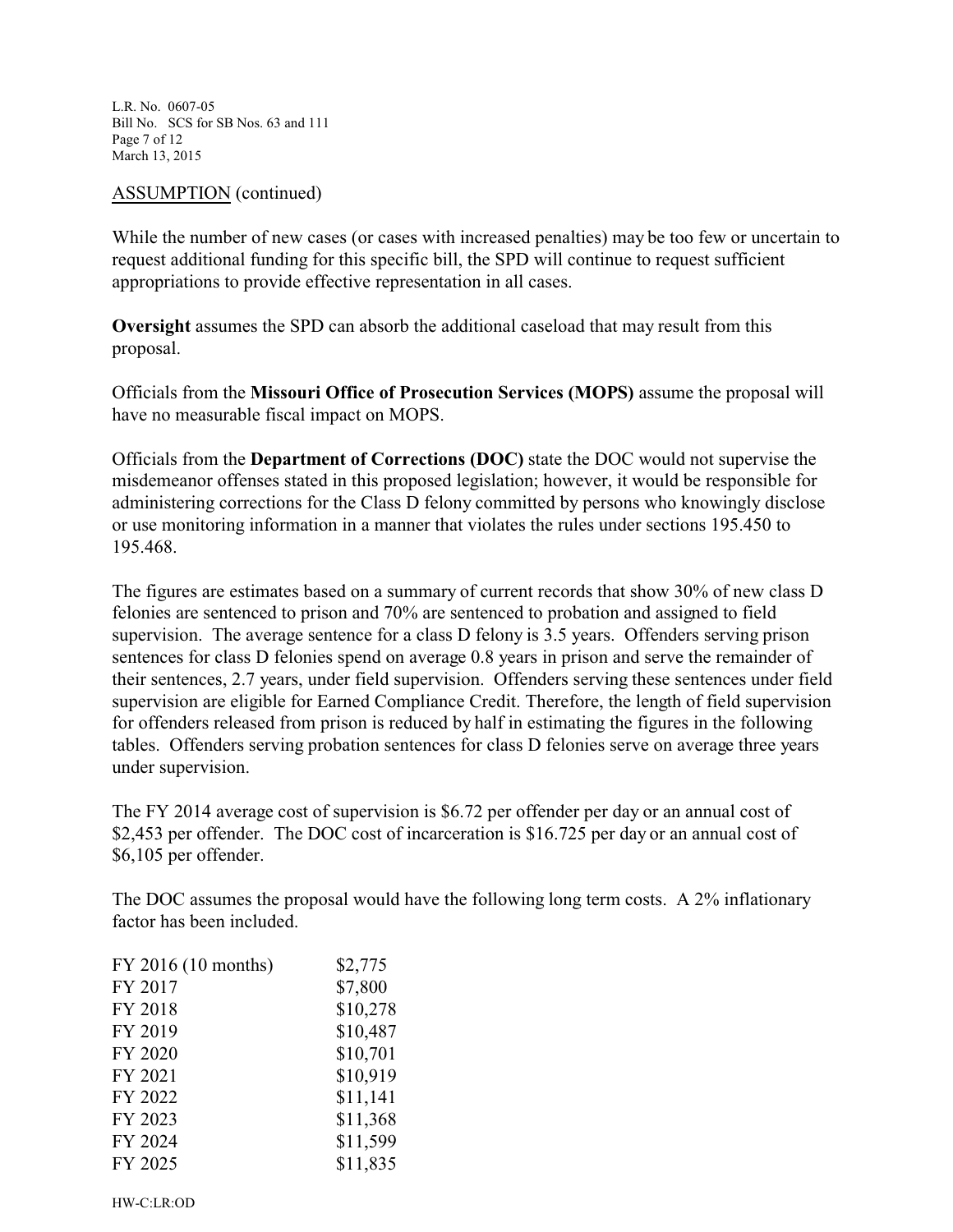ASSUMPTION (continued)

While the number of new cases (or cases with increased penalties) may be too few or uncertain to request additional funding for this specific bill, the SPD will continue to request sufficient appropriations to provide effective representation in all cases.

**Oversight** assumes the SPD can absorb the additional caseload that may result from this proposal.

Officials from the **Missouri Office of Prosecution Services (MOPS)** assume the proposal will have no measurable fiscal impact on MOPS.

Officials from the **Department of Corrections (DOC)** state the DOC would not supervise the misdemeanor offenses stated in this proposed legislation; however, it would be responsible for administering corrections for the Class D felony committed by persons who knowingly disclose or use monitoring information in a manner that violates the rules under sections 195.450 to 195.468.

The figures are estimates based on a summary of current records that show 30% of new class D felonies are sentenced to prison and 70% are sentenced to probation and assigned to field supervision. The average sentence for a class D felony is 3.5 years. Offenders serving prison sentences for class D felonies spend on average 0.8 years in prison and serve the remainder of their sentences, 2.7 years, under field supervision. Offenders serving these sentences under field supervision are eligible for Earned Compliance Credit. Therefore, the length of field supervision for offenders released from prison is reduced by half in estimating the figures in the following tables. Offenders serving probation sentences for class D felonies serve on average three years under supervision.

The FY 2014 average cost of supervision is $6.72 per offender per day or an annual cost of $2,453 per offender. The DOC cost of incarceration is $16.725 per day or an annual cost of $6,105 per offender.

The DOC assumes the proposal would have the following long term costs. A 2% inflationary factor has been included.

| | |
|---|---|
| FY 2016 (10 months) | $2,775 |
| FY 2017 | $7,800 |
| FY 2018 | $10,278 |
| FY 2019 | $10,487 |
| FY 2020 | $10,701 |
| FY 2021 | $10,919 |
| FY 2022 | $11,141 |
| FY 2023 | $11,368 |
| FY 2024 | $11,599 |
| FY 2025 | $11,835 |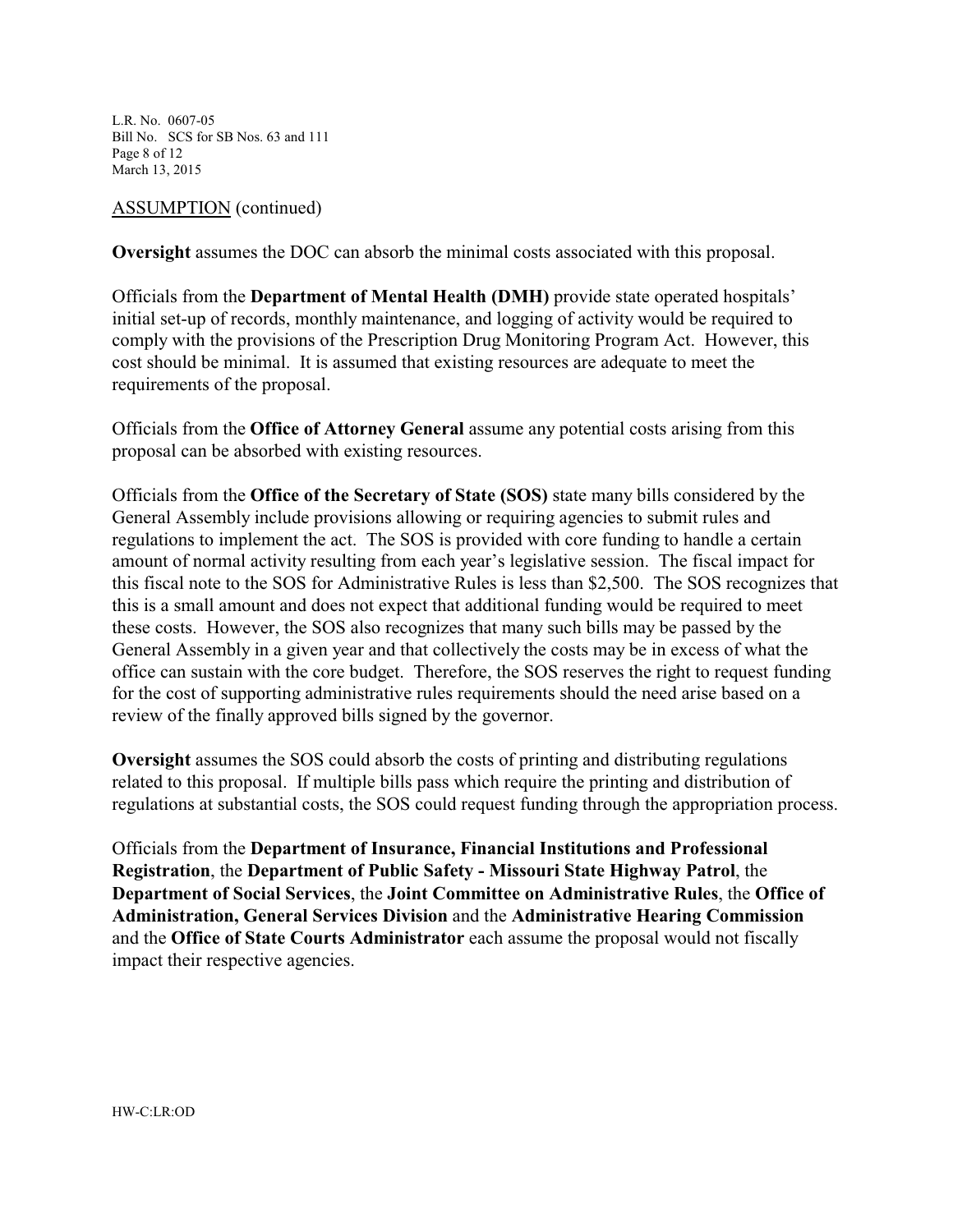ASSUMPTION (continued)

**Oversight** assumes the DOC can absorb the minimal costs associated with this proposal.

Officials from the **Department of Mental Health (DMH)** provide state operated hospitals' initial set-up of records, monthly maintenance, and logging of activity would be required to comply with the provisions of the Prescription Drug Monitoring Program Act. However, this cost should be minimal. It is assumed that existing resources are adequate to meet the requirements of the proposal.

Officials from the **Office of Attorney General** assume any potential costs arising from this proposal can be absorbed with existing resources.

Officials from the **Office of the Secretary of State (SOS)** state many bills considered by the General Assembly include provisions allowing or requiring agencies to submit rules and regulations to implement the act. The SOS is provided with core funding to handle a certain amount of normal activity resulting from each year's legislative session. The fiscal impact for this fiscal note to the SOS for Administrative Rules is less than $2,500. The SOS recognizes that this is a small amount and does not expect that additional funding would be required to meet these costs. However, the SOS also recognizes that many such bills may be passed by the General Assembly in a given year and that collectively the costs may be in excess of what the office can sustain with the core budget. Therefore, the SOS reserves the right to request funding for the cost of supporting administrative rules requirements should the need arise based on a review of the finally approved bills signed by the governor.

**Oversight** assumes the SOS could absorb the costs of printing and distributing regulations related to this proposal. If multiple bills pass which require the printing and distribution of regulations at substantial costs, the SOS could request funding through the appropriation process.

Officials from the **Department of Insurance, Financial Institutions and Professional Registration**, the **Department of Public Safety - Missouri State Highway Patrol**, the **Department of Social Services**, the **Joint Committee on Administrative Rules**, the **Office of Administration, General Services Division** and the **Administrative Hearing Commission** and the **Office of State Courts Administrator** each assume the proposal would not fiscally impact their respective agencies.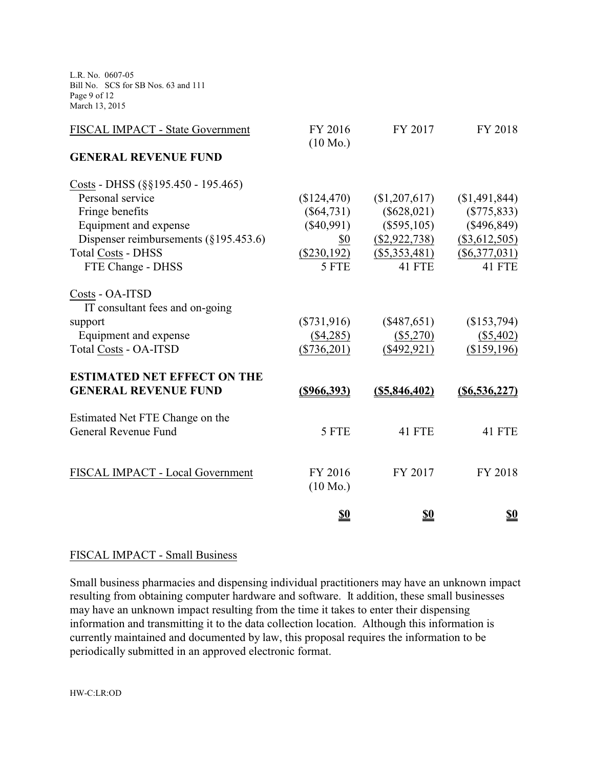| FISCAL IMPACT - State Government | FY 2016 (10 Mo.) | FY 2017 | FY 2018 |
|---|---|---|---|
| **GENERAL REVENUE FUND** | | | |
| Costs - DHSS (§§195.450 - 195.465) | | | |
| Personal service | ($124,470) | ($1,207,617) | ($1,491,844) |
| Fringe benefits | ($64,731) | ($628,021) | ($775,833) |
| Equipment and expense | ($40,991) | ($595,105) | ($496,849) |
| Dispenser reimbursements (§195.453.6) | $0 | ($2,922,738) | ($3,612,505) |
| Total Costs - DHSS | ($230,192) | ($5,353,481) | ($6,377,031) |
| FTE Change - DHSS | 5 FTE | 41 FTE | 41 FTE |
| Costs - OA-ITSD | | | |
| IT consultant fees and on-going support | ($731,916) | ($487,651) | ($153,794) |
| Equipment and expense | ($4,285) | ($5,270) | ($5,402) |
| Total Costs - OA-ITSD | ($736,201) | ($492,921) | ($159,196) |
| **ESTIMATED NET EFFECT ON THE GENERAL REVENUE FUND** | **($966,393)** | **($5,846,402)** | **($6,536,227)** |
| Estimated Net FTE Change on the General Revenue Fund | 5 FTE | 41 FTE | 41 FTE |

| FISCAL IMPACT - Local Government | FY 2016 (10 Mo.) | FY 2017 | FY 2018 |
|---|---|---|---|
| | **$0** | **$0** | **$0** |

FISCAL IMPACT - Small Business

Small business pharmacies and dispensing individual practitioners may have an unknown impact resulting from obtaining computer hardware and software. It addition, these small businesses may have an unknown impact resulting from the time it takes to enter their dispensing information and transmitting it to the data collection location. Although this information is currently maintained and documented by law, this proposal requires the information to be periodically submitted in an approved electronic format.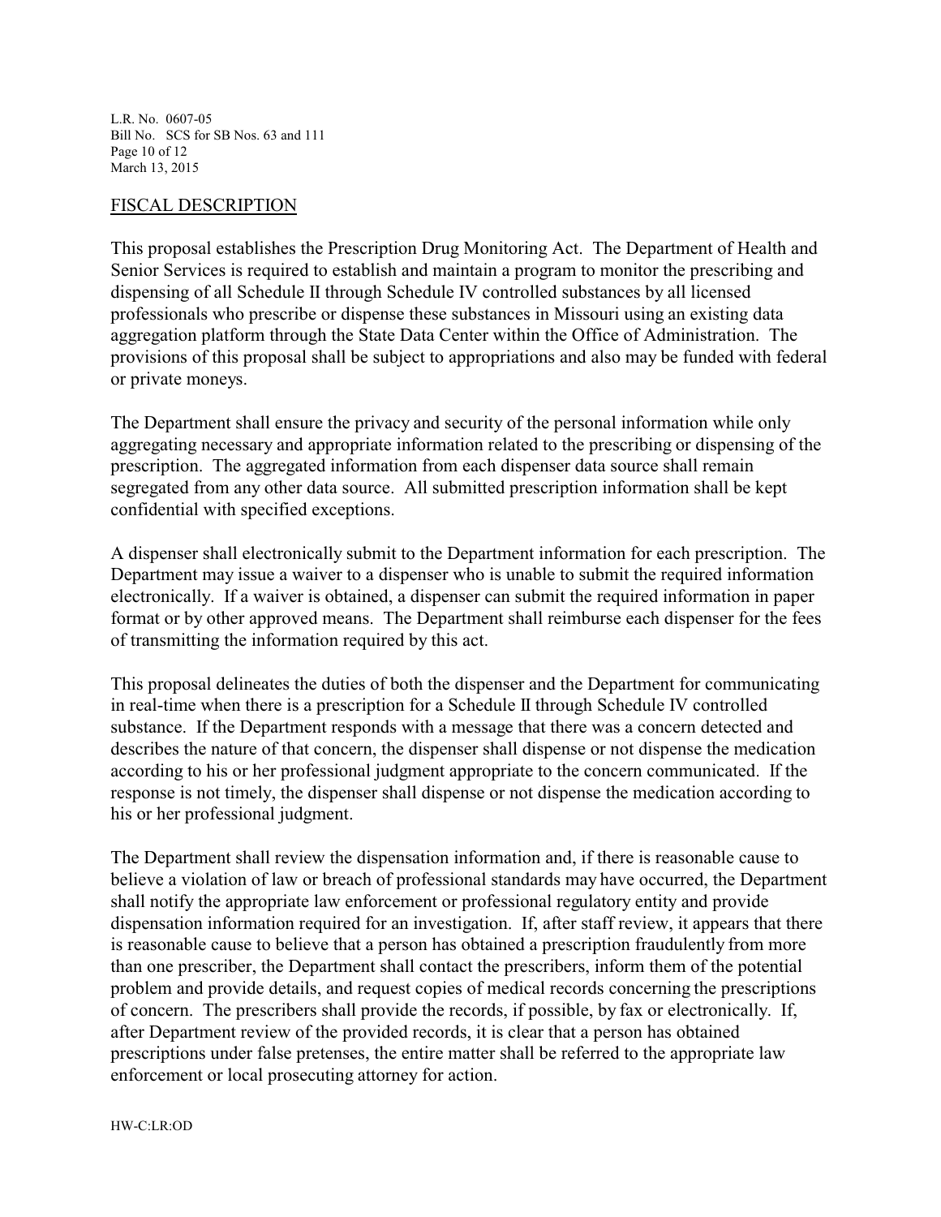## FISCAL DESCRIPTION

This proposal establishes the Prescription Drug Monitoring Act. The Department of Health and Senior Services is required to establish and maintain a program to monitor the prescribing and dispensing of all Schedule II through Schedule IV controlled substances by all licensed professionals who prescribe or dispense these substances in Missouri using an existing data aggregation platform through the State Data Center within the Office of Administration. The provisions of this proposal shall be subject to appropriations and also may be funded with federal or private moneys.

The Department shall ensure the privacy and security of the personal information while only aggregating necessary and appropriate information related to the prescribing or dispensing of the prescription. The aggregated information from each dispenser data source shall remain segregated from any other data source. All submitted prescription information shall be kept confidential with specified exceptions.

A dispenser shall electronically submit to the Department information for each prescription. The Department may issue a waiver to a dispenser who is unable to submit the required information electronically. If a waiver is obtained, a dispenser can submit the required information in paper format or by other approved means. The Department shall reimburse each dispenser for the fees of transmitting the information required by this act.

This proposal delineates the duties of both the dispenser and the Department for communicating in real-time when there is a prescription for a Schedule II through Schedule IV controlled substance. If the Department responds with a message that there was a concern detected and describes the nature of that concern, the dispenser shall dispense or not dispense the medication according to his or her professional judgment appropriate to the concern communicated. If the response is not timely, the dispenser shall dispense or not dispense the medication according to his or her professional judgment.

The Department shall review the dispensation information and, if there is reasonable cause to believe a violation of law or breach of professional standards may have occurred, the Department shall notify the appropriate law enforcement or professional regulatory entity and provide dispensation information required for an investigation. If, after staff review, it appears that there is reasonable cause to believe that a person has obtained a prescription fraudulently from more than one prescriber, the Department shall contact the prescribers, inform them of the potential problem and provide details, and request copies of medical records concerning the prescriptions of concern. The prescribers shall provide the records, if possible, by fax or electronically. If, after Department review of the provided records, it is clear that a person has obtained prescriptions under false pretenses, the entire matter shall be referred to the appropriate law enforcement or local prosecuting attorney for action.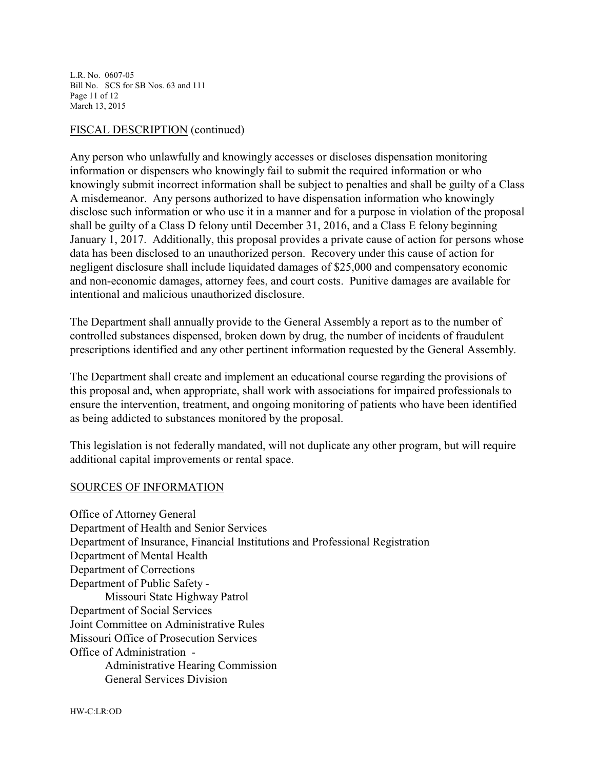FISCAL DESCRIPTION (continued)

Any person who unlawfully and knowingly accesses or discloses dispensation monitoring information or dispensers who knowingly fail to submit the required information or who knowingly submit incorrect information shall be subject to penalties and shall be guilty of a Class A misdemeanor. Any persons authorized to have dispensation information who knowingly disclose such information or who use it in a manner and for a purpose in violation of the proposal shall be guilty of a Class D felony until December 31, 2016, and a Class E felony beginning January 1, 2017. Additionally, this proposal provides a private cause of action for persons whose data has been disclosed to an unauthorized person. Recovery under this cause of action for negligent disclosure shall include liquidated damages of $25,000 and compensatory economic and non-economic damages, attorney fees, and court costs. Punitive damages are available for intentional and malicious unauthorized disclosure.

The Department shall annually provide to the General Assembly a report as to the number of controlled substances dispensed, broken down by drug, the number of incidents of fraudulent prescriptions identified and any other pertinent information requested by the General Assembly.

The Department shall create and implement an educational course regarding the provisions of this proposal and, when appropriate, shall work with associations for impaired professionals to ensure the intervention, treatment, and ongoing monitoring of patients who have been identified as being addicted to substances monitored by the proposal.

This legislation is not federally mandated, will not duplicate any other program, but will require additional capital improvements or rental space.

SOURCES OF INFORMATION

Office of Attorney General
Department of Health and Senior Services
Department of Insurance, Financial Institutions and Professional Registration
Department of Mental Health
Department of Corrections
Department of Public Safety -
    Missouri State Highway Patrol
Department of Social Services
Joint Committee on Administrative Rules
Missouri Office of Prosecution Services
Office of Administration -
    Administrative Hearing Commission
    General Services Division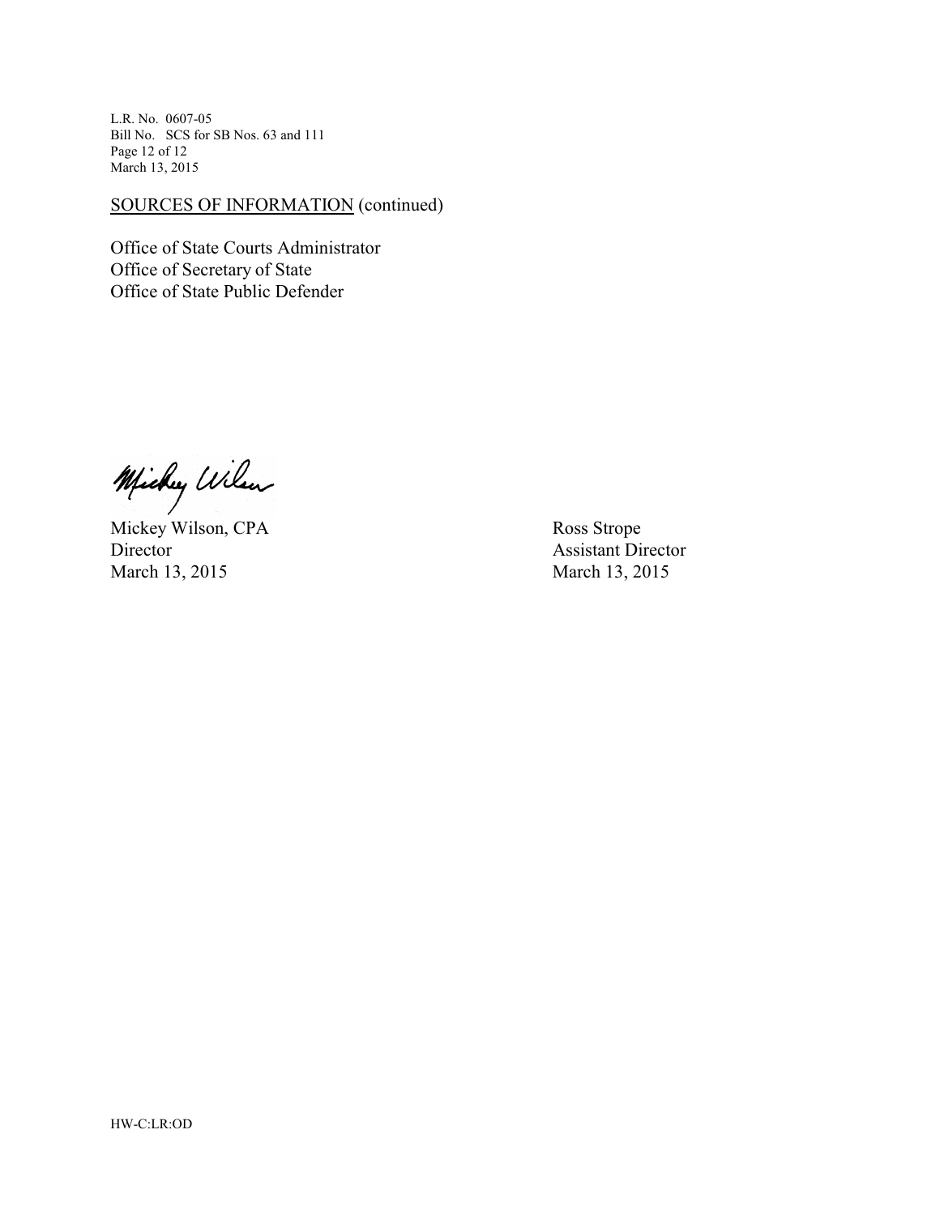SOURCES OF INFORMATION (continued)

Office of State Courts Administrator
Office of Secretary of State
Office of State Public Defender

| | |
|---|---|
| Mickey Wilson, CPA | Ross Strope |
| Director | Assistant Director |
| March 13, 2015 | March 13, 2015 |

HW-C:LR:OD